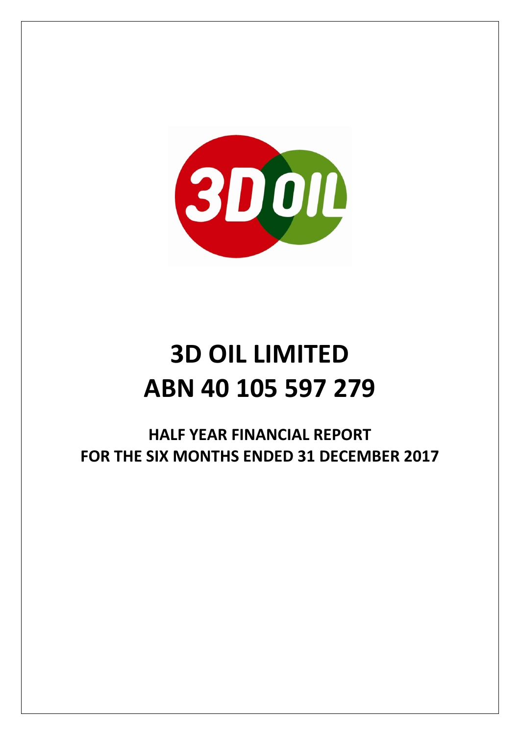# 3D OIL LIMITED
# ABN 40 105 597 279

## HALF YEAR FINANCIAL REPORT
## FOR THE SIX MONTHS ENDED 31 DECEMBER 2017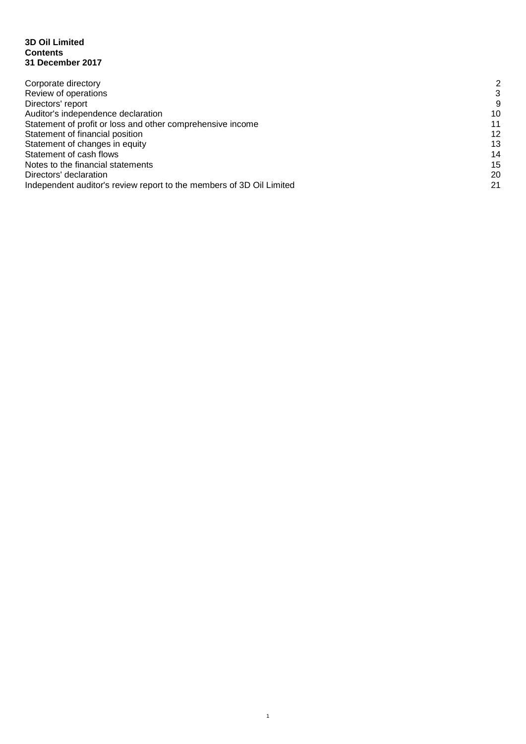**3D Oil Limited**
**Contents**
**31 December 2017**

| | |
|---|---|
| Corporate directory | 2 |
| Review of operations | 3 |
| Directors' report | 9 |
| Auditor's independence declaration | 10 |
| Statement of profit or loss and other comprehensive income | 11 |
| Statement of financial position | 12 |
| Statement of changes in equity | 13 |
| Statement of cash flows | 14 |
| Notes to the financial statements | 15 |
| Directors' declaration | 20 |
| Independent auditor's review report to the members of 3D Oil Limited | 21 |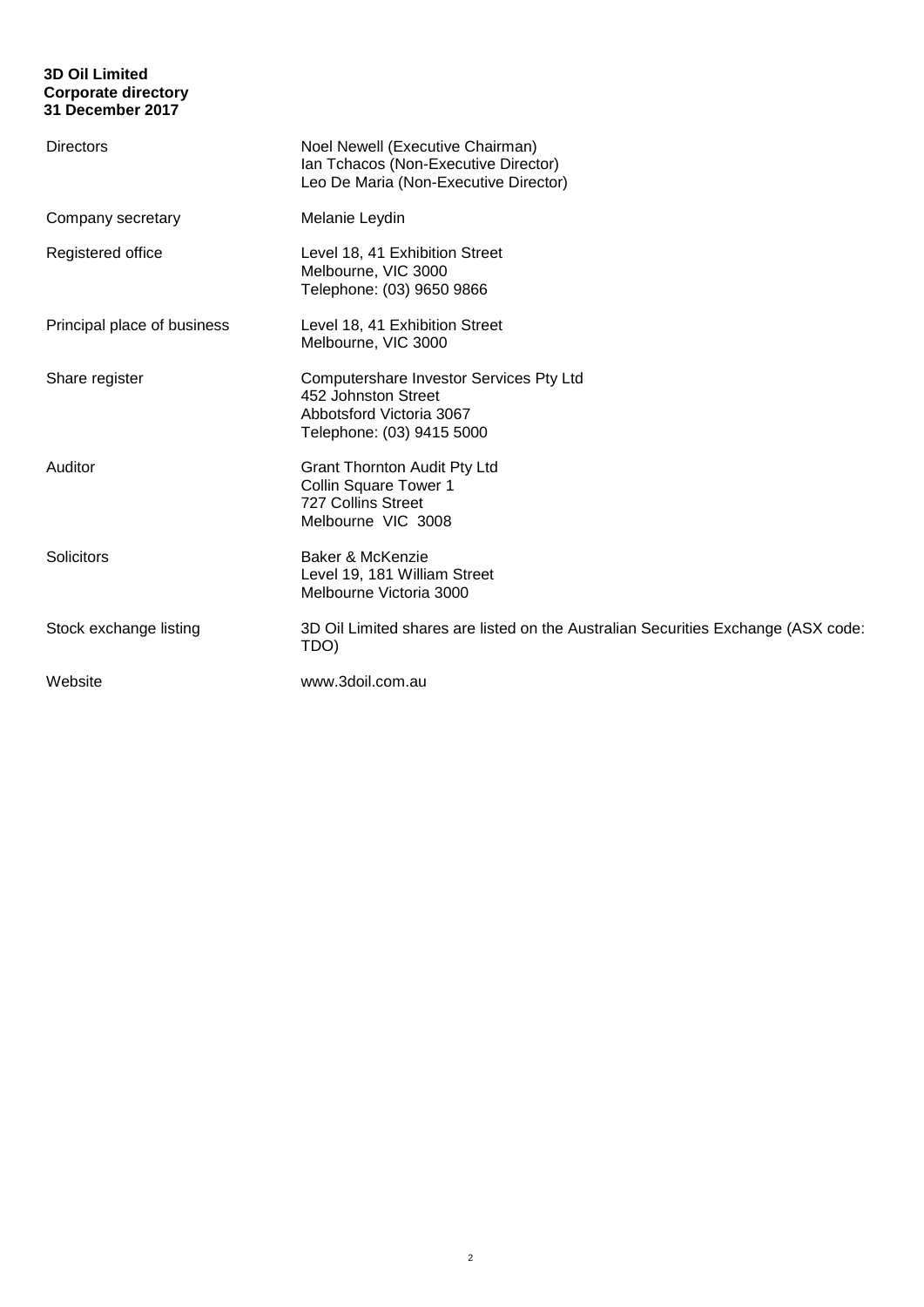**3D Oil Limited**
**Corporate directory**
**31 December 2017**

| | |
|---|---|
| Directors | Noel Newell (Executive Chairman)<br>Ian Tchacos (Non-Executive Director)<br>Leo De Maria (Non-Executive Director) |
| Company secretary | Melanie Leydin |
| Registered office | Level 18, 41 Exhibition Street<br>Melbourne, VIC 3000<br>Telephone: (03) 9650 9866 |
| Principal place of business | Level 18, 41 Exhibition Street<br>Melbourne, VIC 3000 |
| Share register | Computershare Investor Services Pty Ltd<br>452 Johnston Street<br>Abbotsford Victoria 3067<br>Telephone: (03) 9415 5000 |
| Auditor | Grant Thornton Audit Pty Ltd<br>Collin Square Tower 1<br>727 Collins Street<br>Melbourne VIC 3008 |
| Solicitors | Baker & McKenzie<br>Level 19, 181 William Street<br>Melbourne Victoria 3000 |
| Stock exchange listing | 3D Oil Limited shares are listed on the Australian Securities Exchange (ASX code: TDO) |
| Website | www.3doil.com.au |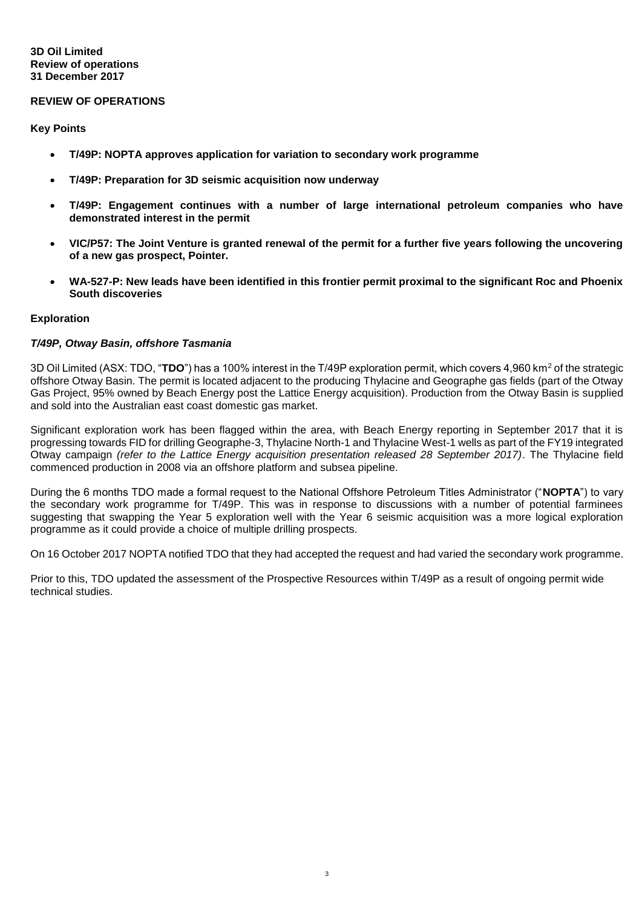**3D Oil Limited**
**Review of operations**
**31 December 2017**

## REVIEW OF OPERATIONS

### Key Points

- **T/49P: NOPTA approves application for variation to secondary work programme**
- **T/49P: Preparation for 3D seismic acquisition now underway**
- **T/49P: Engagement continues with a number of large international petroleum companies who have demonstrated interest in the permit**
- **VIC/P57: The Joint Venture is granted renewal of the permit for a further five years following the uncovering of a new gas prospect, Pointer.**
- **WA-527-P: New leads have been identified in this frontier permit proximal to the significant Roc and Phoenix South discoveries**

### Exploration

#### *T/49P, Otway Basin, offshore Tasmania*

3D Oil Limited (ASX: TDO, "**TDO**") has a 100% interest in the T/49P exploration permit, which covers 4,960 km$^2$ of the strategic offshore Otway Basin. The permit is located adjacent to the producing Thylacine and Geographe gas fields (part of the Otway Gas Project, 95% owned by Beach Energy post the Lattice Energy acquisition). Production from the Otway Basin is supplied and sold into the Australian east coast domestic gas market.

Significant exploration work has been flagged within the area, with Beach Energy reporting in September 2017 that it is progressing towards FID for drilling Geographe-3, Thylacine North-1 and Thylacine West-1 wells as part of the FY19 integrated Otway campaign *(refer to the Lattice Energy acquisition presentation released 28 September 2017)*. The Thylacine field commenced production in 2008 via an offshore platform and subsea pipeline.

During the 6 months TDO made a formal request to the National Offshore Petroleum Titles Administrator ("**NOPTA**") to vary the secondary work programme for T/49P. This was in response to discussions with a number of potential farminees suggesting that swapping the Year 5 exploration well with the Year 6 seismic acquisition was a more logical exploration programme as it could provide a choice of multiple drilling prospects.

On 16 October 2017 NOPTA notified TDO that they had accepted the request and had varied the secondary work programme.

Prior to this, TDO updated the assessment of the Prospective Resources within T/49P as a result of ongoing permit wide technical studies.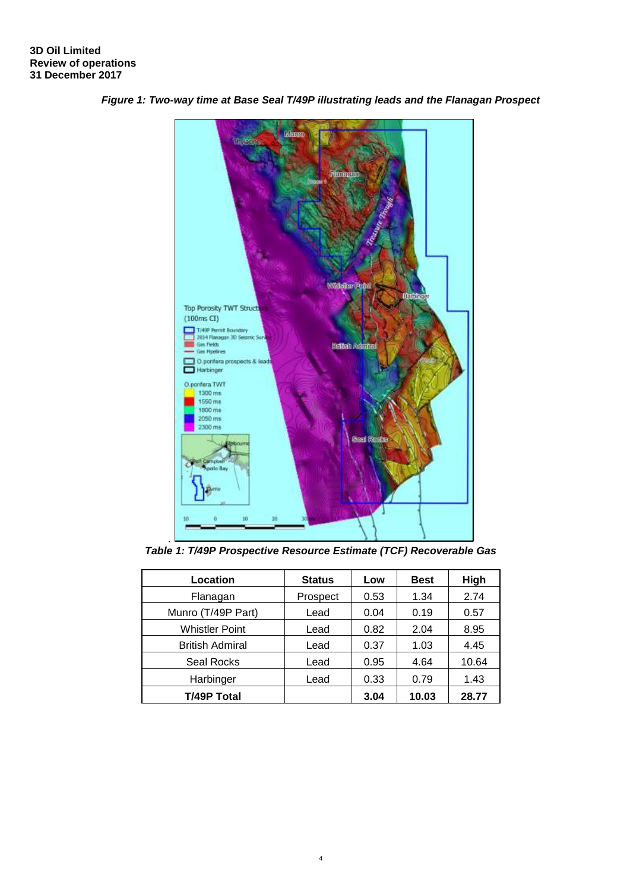*Figure 1: Two-way time at Base Seal T/49P illustrating leads and the Flanagan Prospect*

*Table 1: T/49P Prospective Resource Estimate (TCF) Recoverable Gas*

| Location | Status | Low | Best | High |
|---|---|---|---|---|
| Flanagan | Prospect | 0.53 | 1.34 | 2.74 |
| Munro (T/49P Part) | Lead | 0.04 | 0.19 | 0.57 |
| Whistler Point | Lead | 0.82 | 2.04 | 8.95 |
| British Admiral | Lead | 0.37 | 1.03 | 4.45 |
| Seal Rocks | Lead | 0.95 | 4.64 | 10.64 |
| Harbinger | Lead | 0.33 | 0.79 | 1.43 |
| **T/49P Total** | | **3.04** | **10.03** | **28.77** |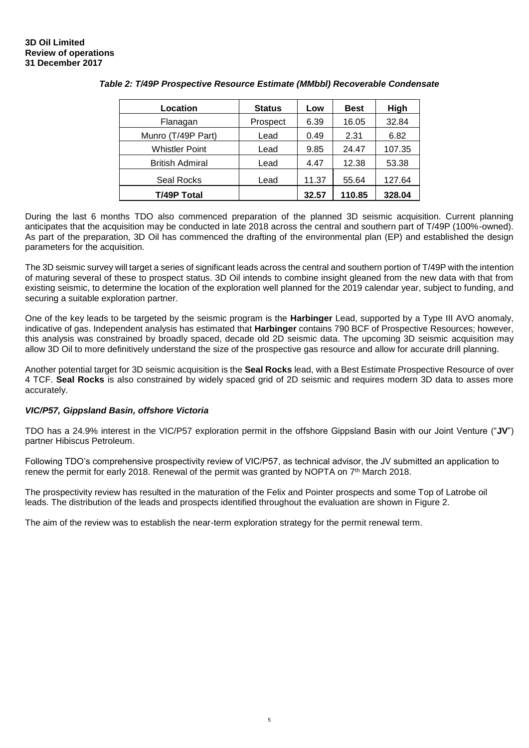*Table 2: T/49P Prospective Resource Estimate (MMbbl) Recoverable Condensate*

| Location | Status | Low | Best | High |
|---|---|---|---|---|
| Flanagan | Prospect | 6.39 | 16.05 | 32.84 |
| Munro (T/49P Part) | Lead | 0.49 | 2.31 | 6.82 |
| Whistler Point | Lead | 9.85 | 24.47 | 107.35 |
| British Admiral | Lead | 4.47 | 12.38 | 53.38 |
| Seal Rocks | Lead | 11.37 | 55.64 | 127.64 |
| **T/49P Total** | | **32.57** | **110.85** | **328.04** |

During the last 6 months TDO also commenced preparation of the planned 3D seismic acquisition. Current planning anticipates that the acquisition may be conducted in late 2018 across the central and southern part of T/49P (100%-owned). As part of the preparation, 3D Oil has commenced the drafting of the environmental plan (EP) and established the design parameters for the acquisition.

The 3D seismic survey will target a series of significant leads across the central and southern portion of T/49P with the intention of maturing several of these to prospect status. 3D Oil intends to combine insight gleaned from the new data with that from existing seismic, to determine the location of the exploration well planned for the 2019 calendar year, subject to funding, and securing a suitable exploration partner.

One of the key leads to be targeted by the seismic program is the **Harbinger** Lead, supported by a Type III AVO anomaly, indicative of gas. Independent analysis has estimated that **Harbinger** contains 790 BCF of Prospective Resources; however, this analysis was constrained by broadly spaced, decade old 2D seismic data. The upcoming 3D seismic acquisition may allow 3D Oil to more definitively understand the size of the prospective gas resource and allow for accurate drill planning.

Another potential target for 3D seismic acquisition is the **Seal Rocks** lead, with a Best Estimate Prospective Resource of over 4 TCF. **Seal Rocks** is also constrained by widely spaced grid of 2D seismic and requires modern 3D data to asses more accurately.

### *VIC/P57, Gippsland Basin, offshore Victoria*

TDO has a 24.9% interest in the VIC/P57 exploration permit in the offshore Gippsland Basin with our Joint Venture ("**JV**") partner Hibiscus Petroleum.

Following TDO's comprehensive prospectivity review of VIC/P57, as technical advisor, the JV submitted an application to renew the permit for early 2018. Renewal of the permit was granted by NOPTA on 7th March 2018.

The prospectivity review has resulted in the maturation of the Felix and Pointer prospects and some Top of Latrobe oil leads. The distribution of the leads and prospects identified throughout the evaluation are shown in Figure 2.

The aim of the review was to establish the near-term exploration strategy for the permit renewal term.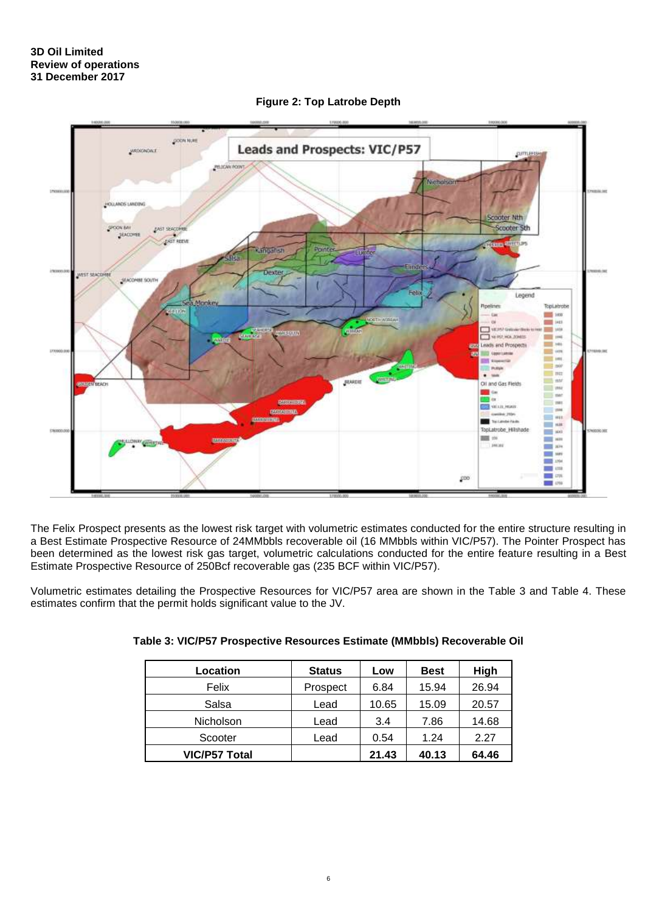**Figure 2: Top Latrobe Depth**

The Felix Prospect presents as the lowest risk target with volumetric estimates conducted for the entire structure resulting in a Best Estimate Prospective Resource of 24MMbbls recoverable oil (16 MMbbls within VIC/P57). The Pointer Prospect has been determined as the lowest risk gas target, volumetric calculations conducted for the entire feature resulting in a Best Estimate Prospective Resource of 250Bcf recoverable gas (235 BCF within VIC/P57).

Volumetric estimates detailing the Prospective Resources for VIC/P57 area are shown in the Table 3 and Table 4. These estimates confirm that the permit holds significant value to the JV.

**Table 3: VIC/P57 Prospective Resources Estimate (MMbbls) Recoverable Oil**

| Location | Status | Low | Best | High |
|---|---|---|---|---|
| Felix | Prospect | 6.84 | 15.94 | 26.94 |
| Salsa | Lead | 10.65 | 15.09 | 20.57 |
| Nicholson | Lead | 3.4 | 7.86 | 14.68 |
| Scooter | Lead | 0.54 | 1.24 | 2.27 |
| **VIC/P57 Total** | | **21.43** | **40.13** | **64.46** |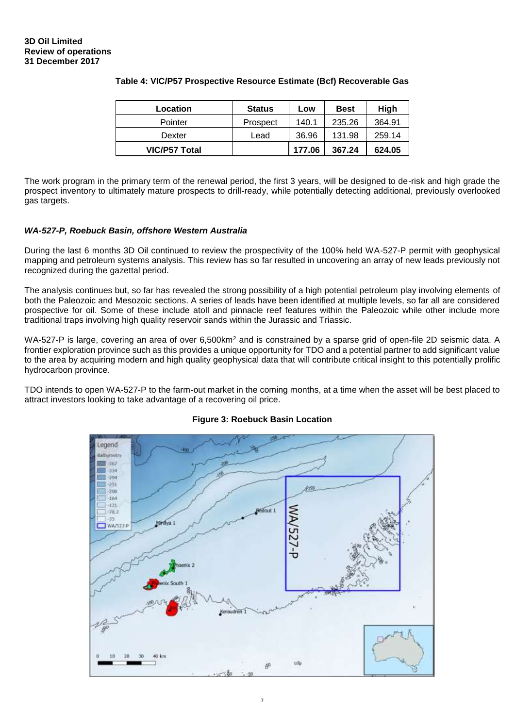**3D Oil Limited**
**Review of operations**
**31 December 2017**

**Table 4: VIC/P57 Prospective Resource Estimate (Bcf) Recoverable Gas**

| Location | Status | Low | Best | High |
|---|---|---|---|---|
| Pointer | Prospect | 140.1 | 235.26 | 364.91 |
| Dexter | Lead | 36.96 | 131.98 | 259.14 |
| **VIC/P57 Total** | | **177.06** | **367.24** | **624.05** |

The work program in the primary term of the renewal period, the first 3 years, will be designed to de-risk and high grade the prospect inventory to ultimately mature prospects to drill-ready, while potentially detecting additional, previously overlooked gas targets.

### *WA-527-P, Roebuck Basin, offshore Western Australia*

During the last 6 months 3D Oil continued to review the prospectivity of the 100% held WA-527-P permit with geophysical mapping and petroleum systems analysis. This review has so far resulted in uncovering an array of new leads previously not recognized during the gazettal period.

The analysis continues but, so far has revealed the strong possibility of a high potential petroleum play involving elements of both the Paleozoic and Mesozoic sections. A series of leads have been identified at multiple levels, so far all are considered prospective for oil. Some of these include atoll and pinnacle reef features within the Paleozoic while other include more traditional traps involving high quality reservoir sands within the Jurassic and Triassic.

WA-527-P is large, covering an area of over 6,500km[2] and is constrained by a sparse grid of open-file 2D seismic data. A frontier exploration province such as this provides a unique opportunity for TDO and a potential partner to add significant value to the area by acquiring modern and high quality geophysical data that will contribute critical insight to this potentially prolific hydrocarbon province.

TDO intends to open WA-527-P to the farm-out market in the coming months, at a time when the asset will be best placed to attract investors looking to take advantage of a recovering oil price.

**Figure 3: Roebuck Basin Location**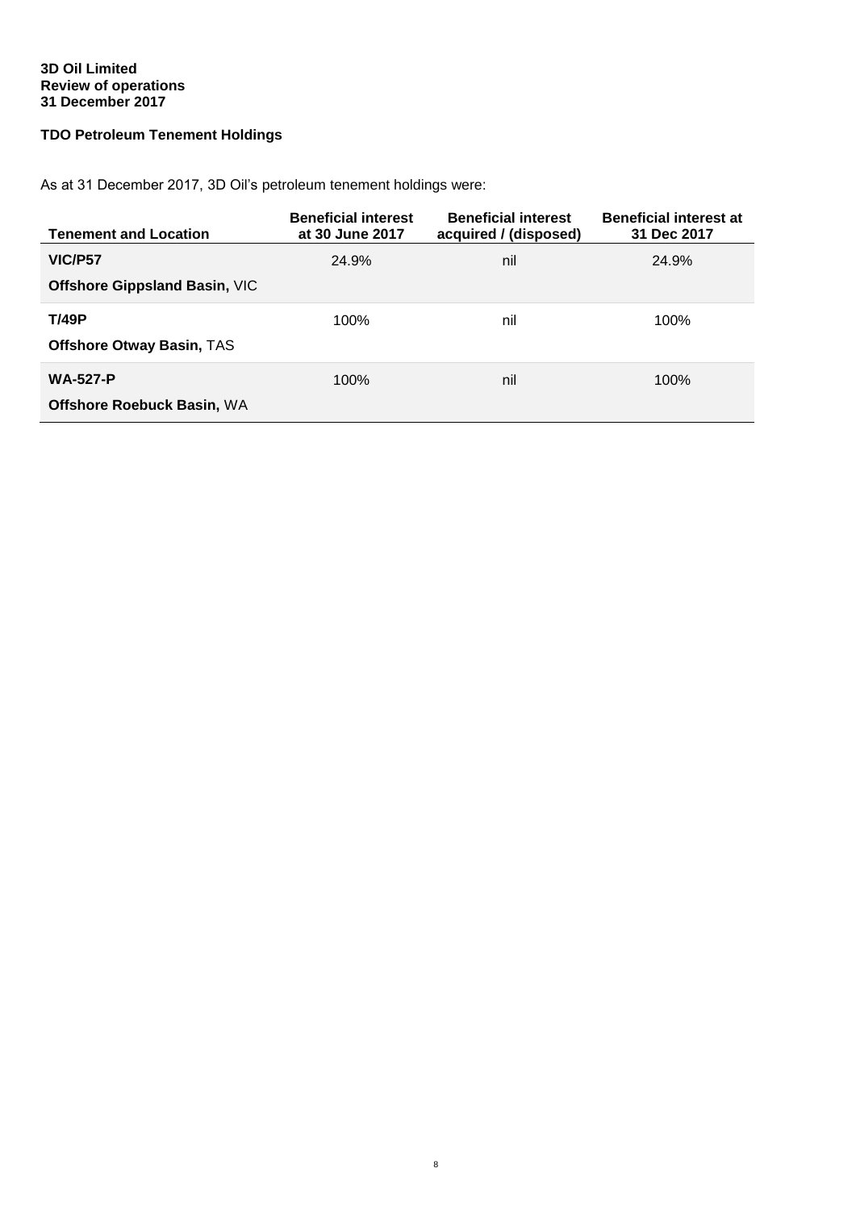**3D Oil Limited**
**Review of operations**
**31 December 2017**

**TDO Petroleum Tenement Holdings**

As at 31 December 2017, 3D Oil's petroleum tenement holdings were:

| Tenement and Location | Beneficial interest at 30 June 2017 | Beneficial interest acquired / (disposed) | Beneficial interest at 31 Dec 2017 |
|---|---|---|---|
| **VIC/P57**<br>**Offshore Gippsland Basin,** VIC | 24.9% | nil | 24.9% |
| **T/49P**<br>**Offshore Otway Basin,** TAS | 100% | nil | 100% |
| **WA-527-P**<br>**Offshore Roebuck Basin,** WA | 100% | nil | 100% |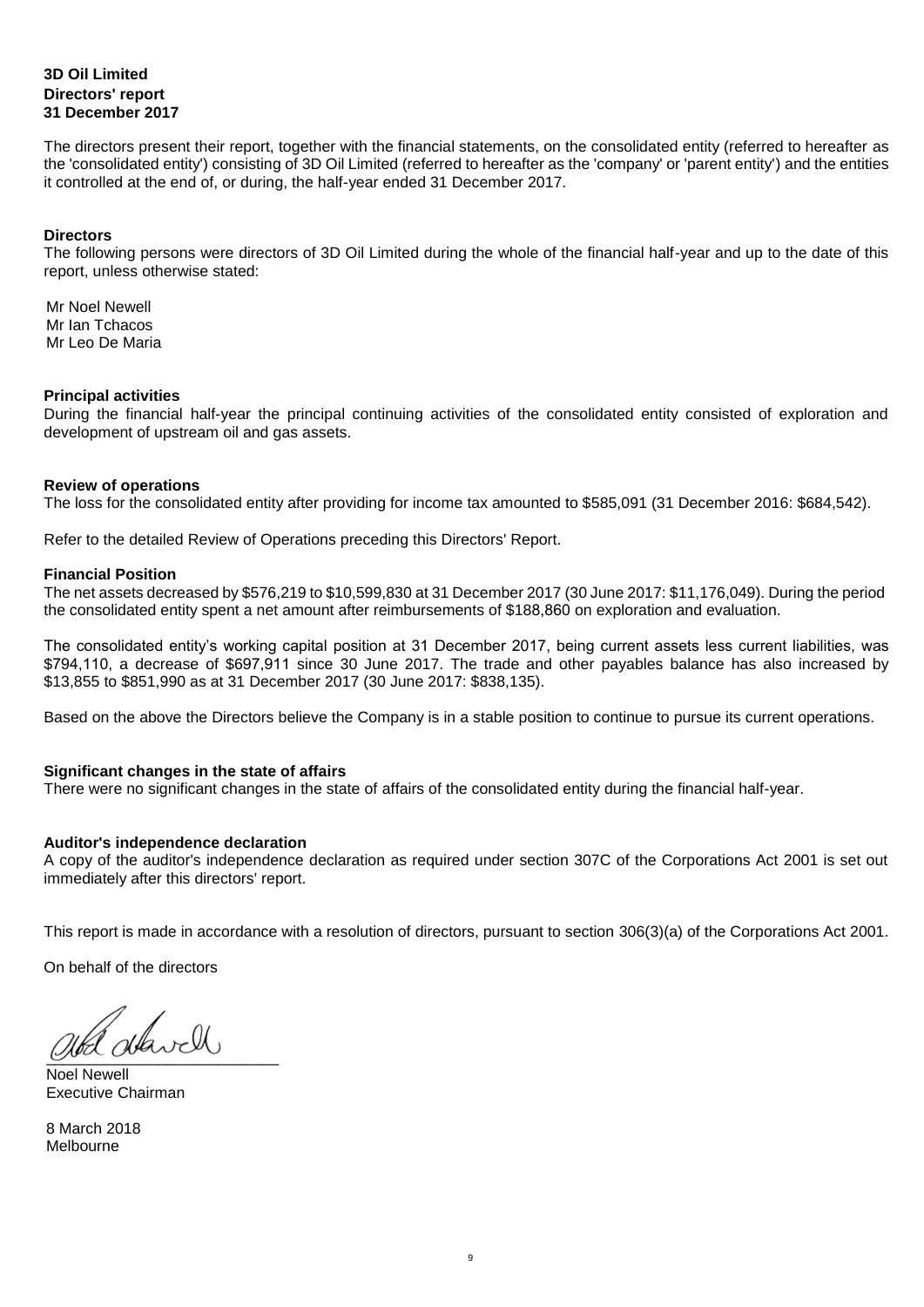**3D Oil Limited**
**Directors' report**
**31 December 2017**

The directors present their report, together with the financial statements, on the consolidated entity (referred to hereafter as the 'consolidated entity') consisting of 3D Oil Limited (referred to hereafter as the 'company' or 'parent entity') and the entities it controlled at the end of, or during, the half-year ended 31 December 2017.

**Directors**

The following persons were directors of 3D Oil Limited during the whole of the financial half-year and up to the date of this report, unless otherwise stated:

Mr Noel Newell
Mr Ian Tchacos
Mr Leo De Maria

**Principal activities**

During the financial half-year the principal continuing activities of the consolidated entity consisted of exploration and development of upstream oil and gas assets.

**Review of operations**

The loss for the consolidated entity after providing for income tax amounted to $585,091 (31 December 2016: $684,542).

Refer to the detailed Review of Operations preceding this Directors' Report.

**Financial Position**

The net assets decreased by $576,219 to $10,599,830 at 31 December 2017 (30 June 2017: $11,176,049). During the period the consolidated entity spent a net amount after reimbursements of $188,860 on exploration and evaluation.

The consolidated entity's working capital position at 31 December 2017, being current assets less current liabilities, was $794,110, a decrease of $697,911 since 30 June 2017. The trade and other payables balance has also increased by $13,855 to $851,990 as at 31 December 2017 (30 June 2017: $838,135).

Based on the above the Directors believe the Company is in a stable position to continue to pursue its current operations.

**Significant changes in the state of affairs**

There were no significant changes in the state of affairs of the consolidated entity during the financial half-year.

**Auditor's independence declaration**

A copy of the auditor's independence declaration as required under section 307C of the Corporations Act 2001 is set out immediately after this directors' report.

This report is made in accordance with a resolution of directors, pursuant to section 306(3)(a) of the Corporations Act 2001.

On behalf of the directors

___________________________
Noel Newell
Executive Chairman

8 March 2018
Melbourne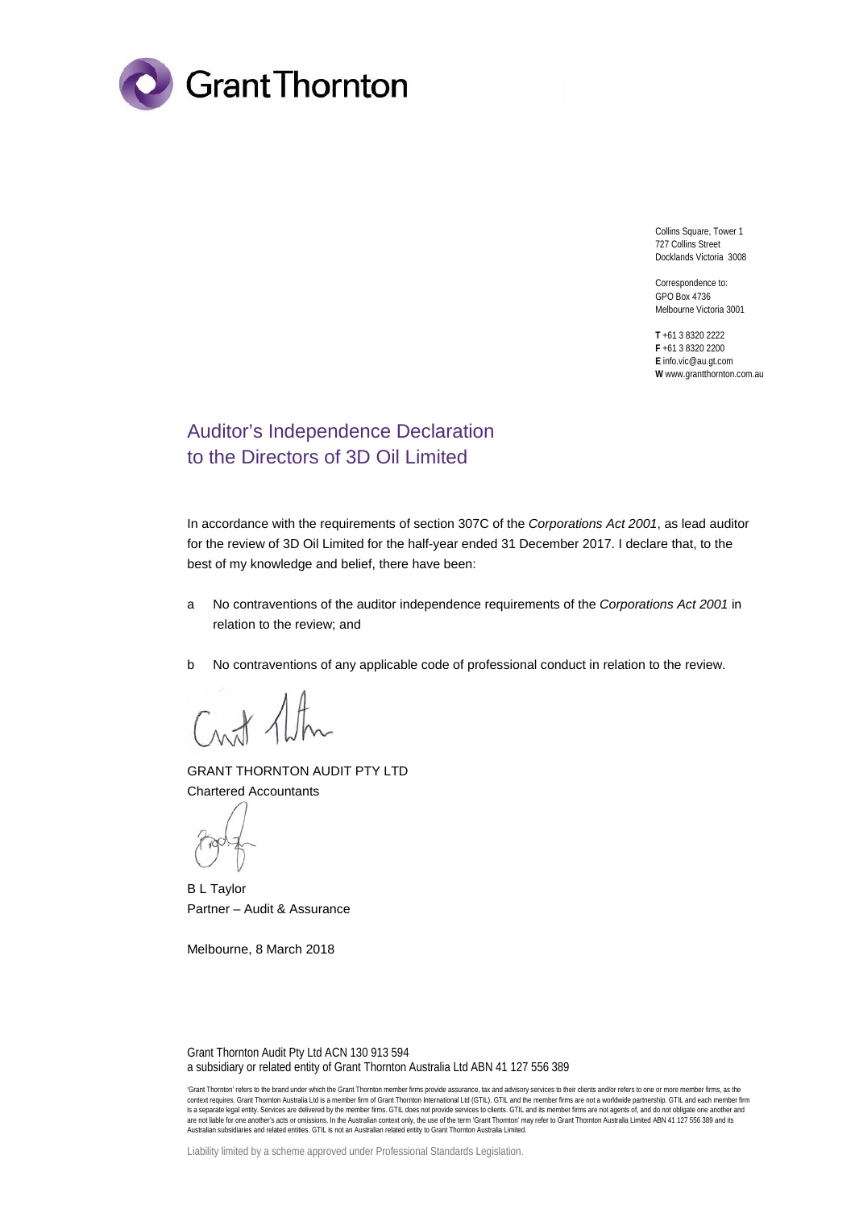Grant Thornton

Collins Square, Tower 1
727 Collins Street
Docklands Victoria 3008

Correspondence to:
GPO Box 4736
Melbourne Victoria 3001

**T** +61 3 8320 2222
**F** +61 3 8320 2200
**E** info.vic@au.gt.com
**W** www.grantthornton.com.au

# Auditor's Independence Declaration to the Directors of 3D Oil Limited

In accordance with the requirements of section 307C of the *Corporations Act 2001*, as lead auditor for the review of 3D Oil Limited for the half-year ended 31 December 2017. I declare that, to the best of my knowledge and belief, there have been:

a No contraventions of the auditor independence requirements of the *Corporations Act 2001* in relation to the review; and

b No contraventions of any applicable code of professional conduct in relation to the review.

GRANT THORNTON AUDIT PTY LTD
Chartered Accountants

B L Taylor
Partner – Audit & Assurance

Melbourne, 8 March 2018

Grant Thornton Audit Pty Ltd ACN 130 913 594
a subsidiary or related entity of Grant Thornton Australia Ltd ABN 41 127 556 389

'Grant Thornton' refers to the brand under which the Grant Thornton member firms provide assurance, tax and advisory services to their clients and/or refers to one or more member firms, as the context requires. Grant Thornton Australia Ltd is a member firm of Grant Thornton International Ltd (GTIL). GTIL and the member firms are not a worldwide partnership. GTIL and each member firm is a separate legal entity. Services are delivered by the member firms. GTIL does not provide services to clients. GTIL and its member firms are not agents of, and do not obligate one another and are not liable for one another's acts or omissions. In the Australian context only, the use of the term 'Grant Thornton' may refer to Grant Thornton Australia Limited ABN 41 127 556 389 and its Australian subsidiaries and related entities. GTIL is not an Australian related entity to Grant Thornton Australia Limited.

Liability limited by a scheme approved under Professional Standards Legislation.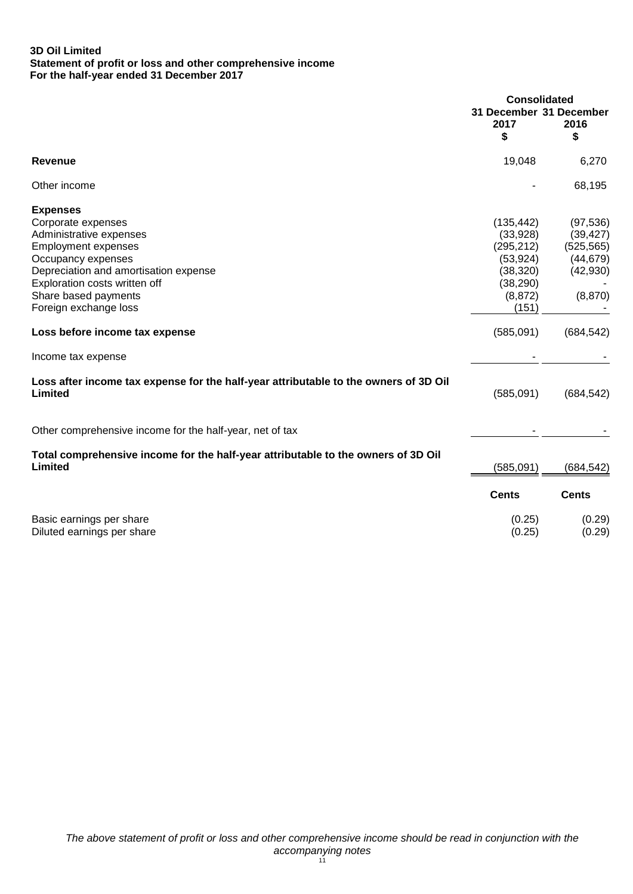**3D Oil Limited**
**Statement of profit or loss and other comprehensive income**
**For the half-year ended 31 December 2017**

| | Consolidated | |
|---|---|---|
| | 31 December 2017 $ | 31 December 2016 $ |
| **Revenue** | 19,048 | 6,270 |
| Other income | - | 68,195 |
| **Expenses** | | |
| Corporate expenses | (135,442) | (97,536) |
| Administrative expenses | (33,928) | (39,427) |
| Employment expenses | (295,212) | (525,565) |
| Occupancy expenses | (53,924) | (44,679) |
| Depreciation and amortisation expense | (38,320) | (42,930) |
| Exploration costs written off | (38,290) | - |
| Share based payments | (8,872) | (8,870) |
| Foreign exchange loss | (151) | - |
| **Loss before income tax expense** | (585,091) | (684,542) |
| Income tax expense | - | - |
| **Loss after income tax expense for the half-year attributable to the owners of 3D Oil Limited** | (585,091) | (684,542) |
| Other comprehensive income for the half-year, net of tax | - | - |
| **Total comprehensive income for the half-year attributable to the owners of 3D Oil Limited** | (585,091) | (684,542) |
| | **Cents** | **Cents** |
| Basic earnings per share | (0.25) | (0.29) |
| Diluted earnings per share | (0.25) | (0.29) |

*The above statement of profit or loss and other comprehensive income should be read in conjunction with the accompanying notes*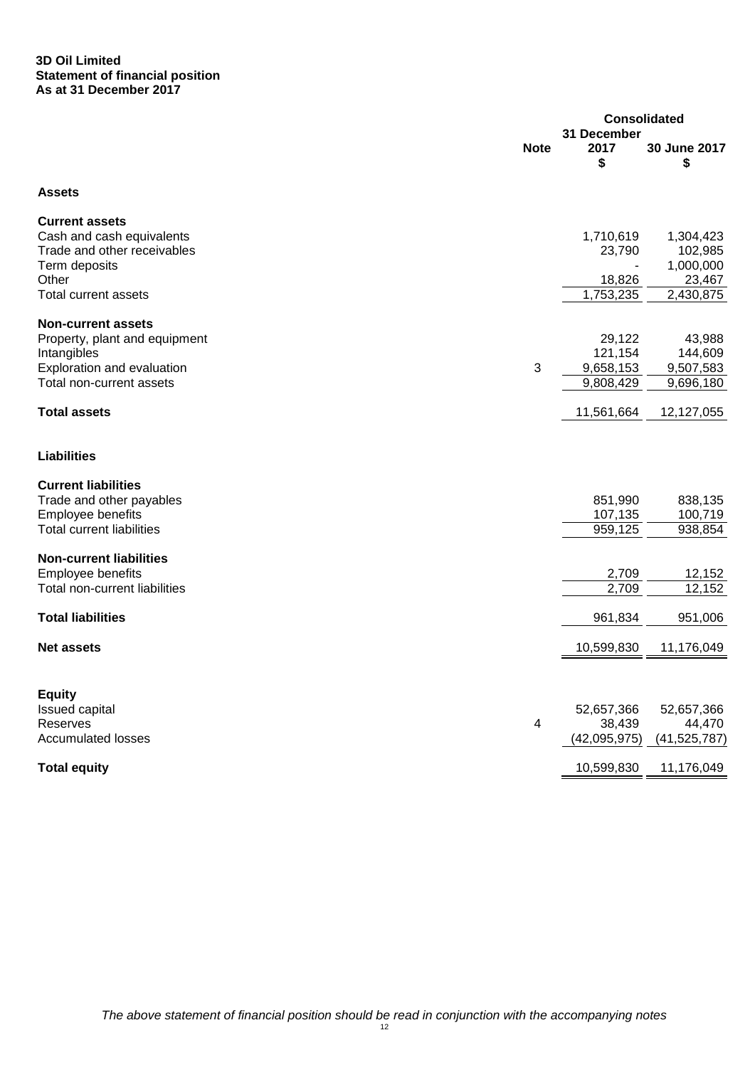**3D Oil Limited**
**Statement of financial position**
**As at 31 December 2017**

| | Note | Consolidated 31 December 2017 $ | Consolidated 30 June 2017 $ |
|---|---|---|---|
| **Assets** | | | |
| **Current assets** | | | |
| Cash and cash equivalents | | 1,710,619 | 1,304,423 |
| Trade and other receivables | | 23,790 | 102,985 |
| Term deposits | | - | 1,000,000 |
| Other | | 18,826 | 23,467 |
| Total current assets | | 1,753,235 | 2,430,875 |
| **Non-current assets** | | | |
| Property, plant and equipment | | 29,122 | 43,988 |
| Intangibles | | 121,154 | 144,609 |
| Exploration and evaluation | 3 | 9,658,153 | 9,507,583 |
| Total non-current assets | | 9,808,429 | 9,696,180 |
| **Total assets** | | 11,561,664 | 12,127,055 |
| **Liabilities** | | | |
| **Current liabilities** | | | |
| Trade and other payables | | 851,990 | 838,135 |
| Employee benefits | | 107,135 | 100,719 |
| Total current liabilities | | 959,125 | 938,854 |
| **Non-current liabilities** | | | |
| Employee benefits | | 2,709 | 12,152 |
| Total non-current liabilities | | 2,709 | 12,152 |
| **Total liabilities** | | 961,834 | 951,006 |
| **Net assets** | | 10,599,830 | 11,176,049 |
| **Equity** | | | |
| Issued capital | | 52,657,366 | 52,657,366 |
| Reserves | 4 | 38,439 | 44,470 |
| Accumulated losses | | (42,095,975) | (41,525,787) |
| **Total equity** | | 10,599,830 | 11,176,049 |

*The above statement of financial position should be read in conjunction with the accompanying notes*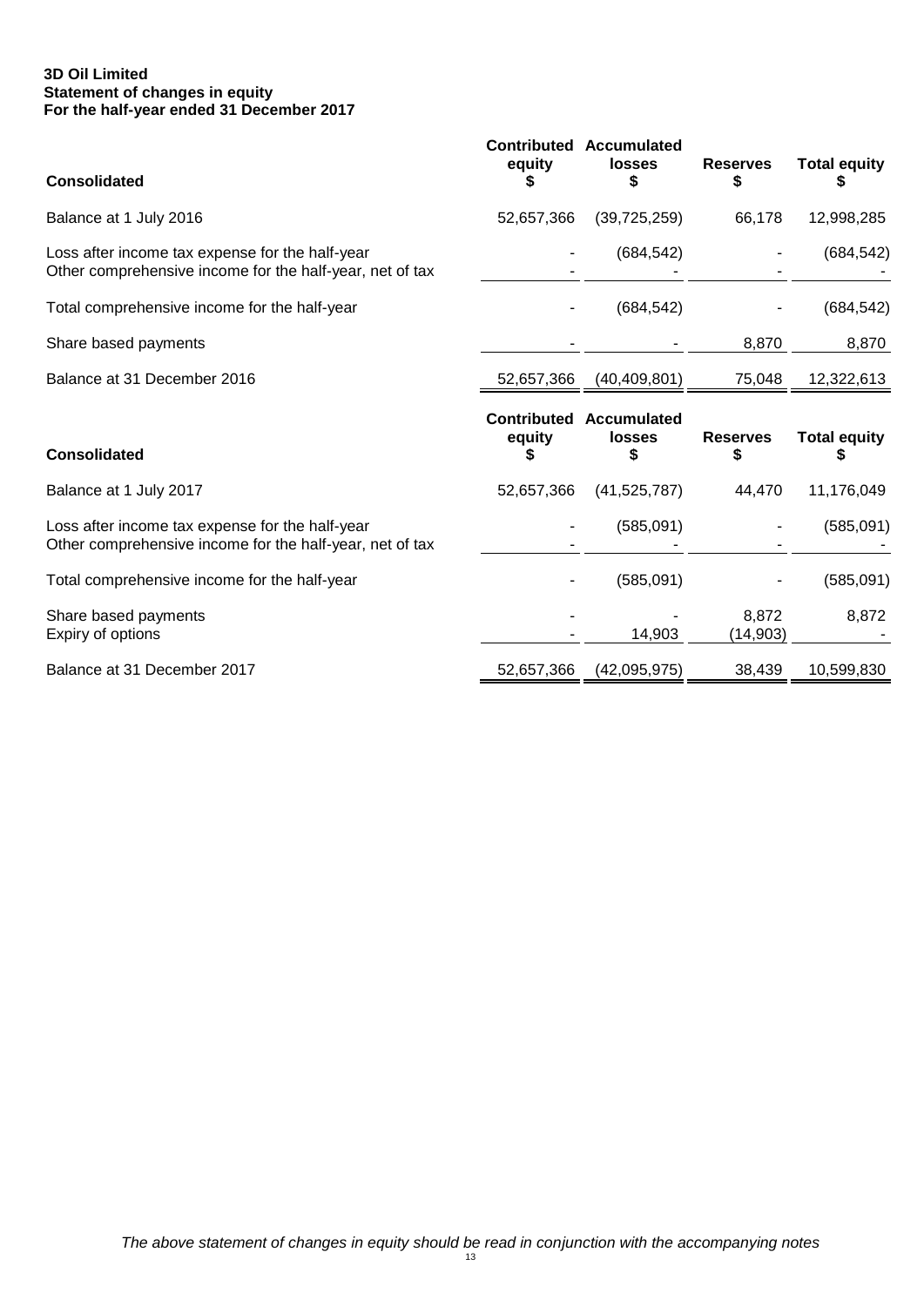**3D Oil Limited**
**Statement of changes in equity**
**For the half-year ended 31 December 2017**

| Consolidated | Contributed equity $ | Accumulated losses $ | Reserves $ | Total equity $ |
|---|---|---|---|---|
| Balance at 1 July 2016 | 52,657,366 | (39,725,259) | 66,178 | 12,998,285 |
| Loss after income tax expense for the half-year | - | (684,542) | - | (684,542) |
| Other comprehensive income for the half-year, net of tax | - | - | - | - |
| Total comprehensive income for the half-year | - | (684,542) | - | (684,542) |
| Share based payments | - | - | 8,870 | 8,870 |
| Balance at 31 December 2016 | 52,657,366 | (40,409,801) | 75,048 | 12,322,613 |

| Consolidated | Contributed equity $ | Accumulated losses $ | Reserves $ | Total equity $ |
|---|---|---|---|---|
| Balance at 1 July 2017 | 52,657,366 | (41,525,787) | 44,470 | 11,176,049 |
| Loss after income tax expense for the half-year | - | (585,091) | - | (585,091) |
| Other comprehensive income for the half-year, net of tax | - | - | - | - |
| Total comprehensive income for the half-year | - | (585,091) | - | (585,091) |
| Share based payments | - | - | 8,872 | 8,872 |
| Expiry of options | - | 14,903 | (14,903) | - |
| Balance at 31 December 2017 | 52,657,366 | (42,095,975) | 38,439 | 10,599,830 |

*The above statement of changes in equity should be read in conjunction with the accompanying notes*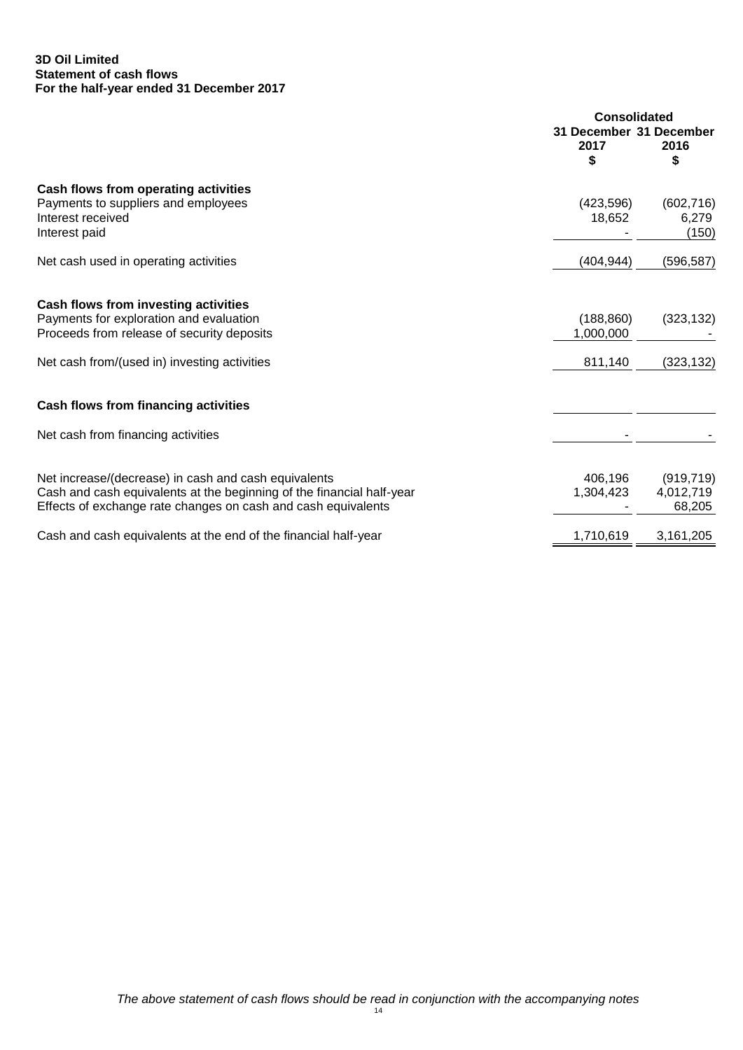**3D Oil Limited**
**Statement of cash flows**
**For the half-year ended 31 December 2017**

| | Consolidated | |
|---|---|---|
| | 31 December 2017 $ | 31 December 2016 $ |
| **Cash flows from operating activities** | | |
| Payments to suppliers and employees | (423,596) | (602,716) |
| Interest received | 18,652 | 6,279 |
| Interest paid | - | (150) |
| Net cash used in operating activities | (404,944) | (596,587) |
| **Cash flows from investing activities** | | |
| Payments for exploration and evaluation | (188,860) | (323,132) |
| Proceeds from release of security deposits | 1,000,000 | - |
| Net cash from/(used in) investing activities | 811,140 | (323,132) |
| **Cash flows from financing activities** | | |
| Net cash from financing activities | - | - |
| Net increase/(decrease) in cash and cash equivalents | 406,196 | (919,719) |
| Cash and cash equivalents at the beginning of the financial half-year | 1,304,423 | 4,012,719 |
| Effects of exchange rate changes on cash and cash equivalents | - | 68,205 |
| Cash and cash equivalents at the end of the financial half-year | 1,710,619 | 3,161,205 |

*The above statement of cash flows should be read in conjunction with the accompanying notes*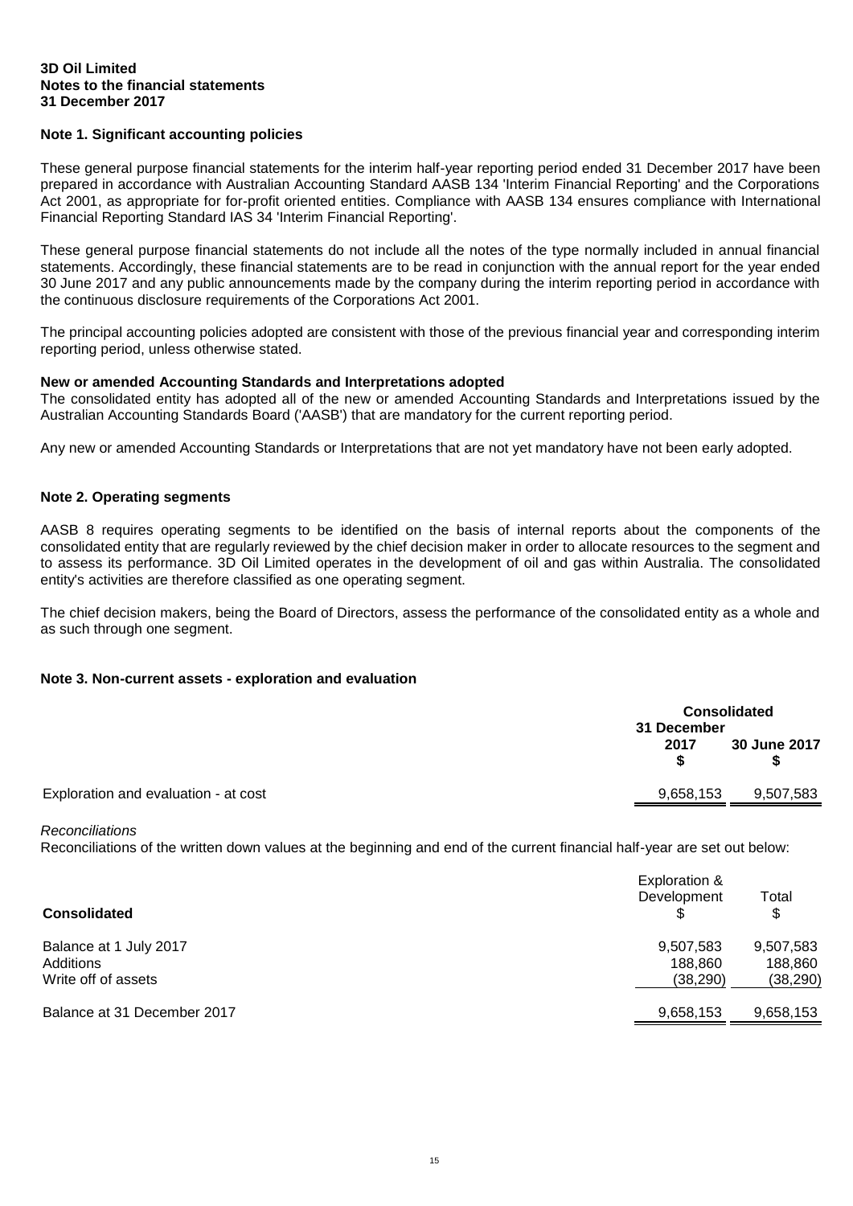**3D Oil Limited**
**Notes to the financial statements**
**31 December 2017**

## Note 1. Significant accounting policies

These general purpose financial statements for the interim half-year reporting period ended 31 December 2017 have been prepared in accordance with Australian Accounting Standard AASB 134 'Interim Financial Reporting' and the Corporations Act 2001, as appropriate for for-profit oriented entities. Compliance with AASB 134 ensures compliance with International Financial Reporting Standard IAS 34 'Interim Financial Reporting'.

These general purpose financial statements do not include all the notes of the type normally included in annual financial statements. Accordingly, these financial statements are to be read in conjunction with the annual report for the year ended 30 June 2017 and any public announcements made by the company during the interim reporting period in accordance with the continuous disclosure requirements of the Corporations Act 2001.

The principal accounting policies adopted are consistent with those of the previous financial year and corresponding interim reporting period, unless otherwise stated.

### New or amended Accounting Standards and Interpretations adopted

The consolidated entity has adopted all of the new or amended Accounting Standards and Interpretations issued by the Australian Accounting Standards Board ('AASB') that are mandatory for the current reporting period.

Any new or amended Accounting Standards or Interpretations that are not yet mandatory have not been early adopted.

## Note 2. Operating segments

AASB 8 requires operating segments to be identified on the basis of internal reports about the components of the consolidated entity that are regularly reviewed by the chief decision maker in order to allocate resources to the segment and to assess its performance. 3D Oil Limited operates in the development of oil and gas within Australia. The consolidated entity's activities are therefore classified as one operating segment.

The chief decision makers, being the Board of Directors, assess the performance of the consolidated entity as a whole and as such through one segment.

## Note 3. Non-current assets - exploration and evaluation

| | Consolidated | |
|---|---|---|
| | 31 December 2017 $ | 30 June 2017 $ |
| Exploration and evaluation - at cost | 9,658,153 | 9,507,583 |

*Reconciliations*

Reconciliations of the written down values at the beginning and end of the current financial half-year are set out below:

| **Consolidated** | Exploration & Development $ | Total $ |
|---|---|---|
| Balance at 1 July 2017 | 9,507,583 | 9,507,583 |
| Additions | 188,860 | 188,860 |
| Write off of assets | (38,290) | (38,290) |
| Balance at 31 December 2017 | 9,658,153 | 9,658,153 |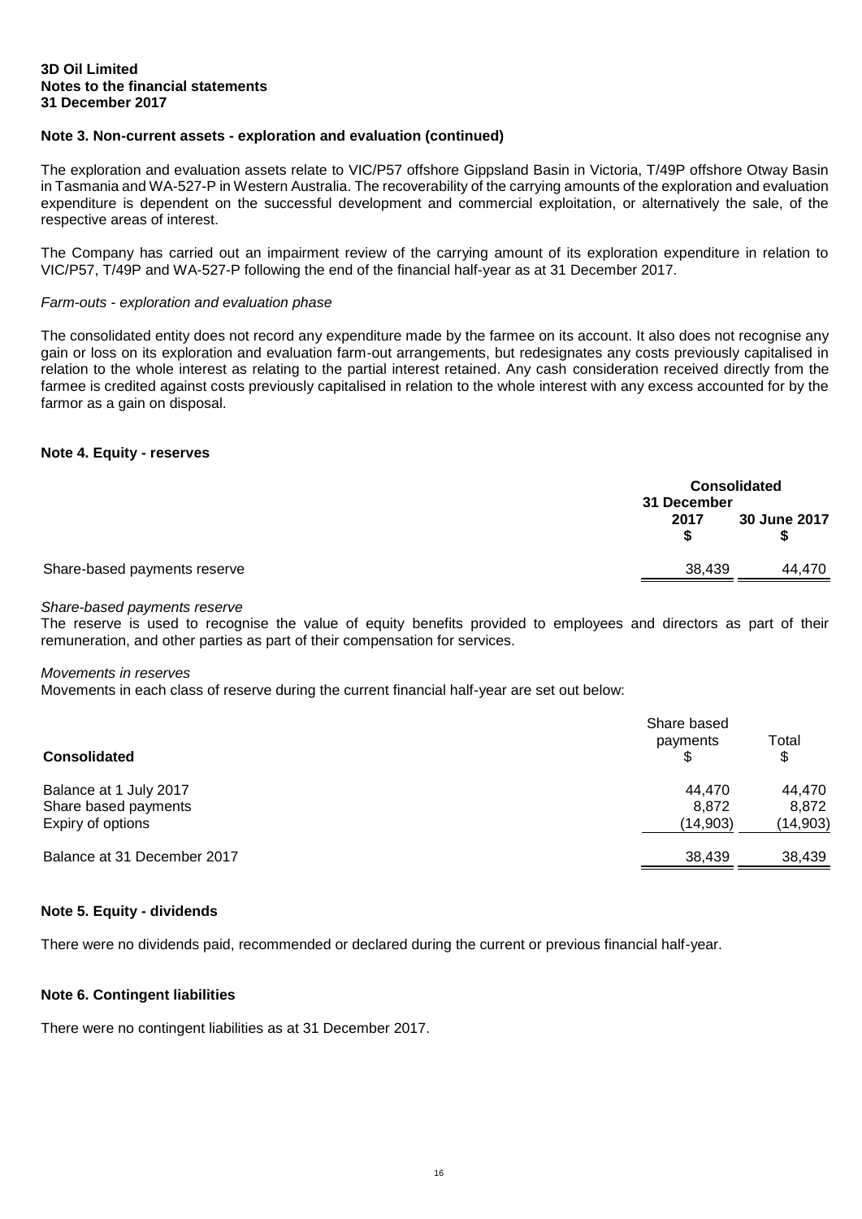**3D Oil Limited**
**Notes to the financial statements**
**31 December 2017**

### Note 3. Non-current assets - exploration and evaluation (continued)

The exploration and evaluation assets relate to VIC/P57 offshore Gippsland Basin in Victoria, T/49P offshore Otway Basin in Tasmania and WA-527-P in Western Australia. The recoverability of the carrying amounts of the exploration and evaluation expenditure is dependent on the successful development and commercial exploitation, or alternatively the sale, of the respective areas of interest.

The Company has carried out an impairment review of the carrying amount of its exploration expenditure in relation to VIC/P57, T/49P and WA-527-P following the end of the financial half-year as at 31 December 2017.

*Farm-outs - exploration and evaluation phase*

The consolidated entity does not record any expenditure made by the farmee on its account. It also does not recognise any gain or loss on its exploration and evaluation farm-out arrangements, but redesignates any costs previously capitalised in relation to the whole interest as relating to the partial interest retained. Any cash consideration received directly from the farmee is credited against costs previously capitalised in relation to the whole interest with any excess accounted for by the farmor as a gain on disposal.

### Note 4. Equity - reserves

| | Consolidated | |
|---|---|---|
| | 31 December 2017 $ | 30 June 2017 $ |
| Share-based payments reserve | 38,439 | 44,470 |

*Share-based payments reserve*
The reserve is used to recognise the value of equity benefits provided to employees and directors as part of their remuneration, and other parties as part of their compensation for services.

*Movements in reserves*
Movements in each class of reserve during the current financial half-year are set out below:

| Consolidated | Share based payments $ | Total $ |
|---|---|---|
| Balance at 1 July 2017 | 44,470 | 44,470 |
| Share based payments | 8,872 | 8,872 |
| Expiry of options | (14,903) | (14,903) |
| Balance at 31 December 2017 | 38,439 | 38,439 |

### Note 5. Equity - dividends

There were no dividends paid, recommended or declared during the current or previous financial half-year.

### Note 6. Contingent liabilities

There were no contingent liabilities as at 31 December 2017.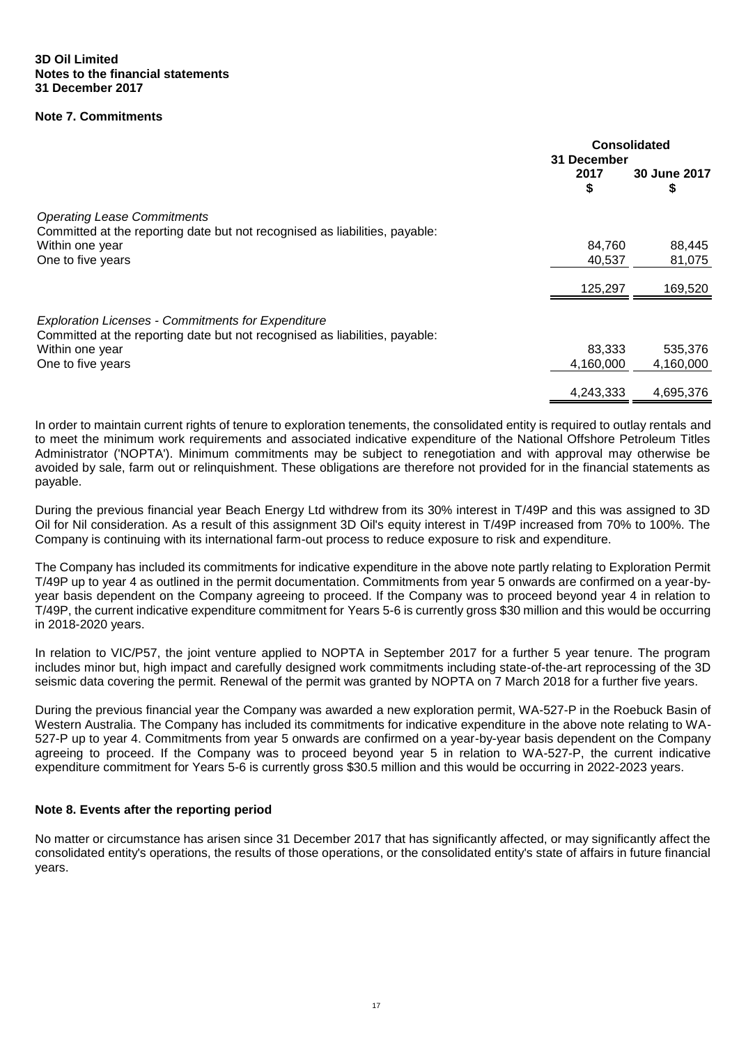**3D Oil Limited**
**Notes to the financial statements**
**31 December 2017**

**Note 7. Commitments**

| | Consolidated | |
|---|---|---|
| | 31 December 2017 $ | 30 June 2017 $ |
| *Operating Lease Commitments* | | |
| Committed at the reporting date but not recognised as liabilities, payable: | | |
| Within one year | 84,760 | 88,445 |
| One to five years | 40,537 | 81,075 |
| | 125,297 | 169,520 |
| *Exploration Licenses - Commitments for Expenditure* | | |
| Committed at the reporting date but not recognised as liabilities, payable: | | |
| Within one year | 83,333 | 535,376 |
| One to five years | 4,160,000 | 4,160,000 |
| | 4,243,333 | 4,695,376 |

In order to maintain current rights of tenure to exploration tenements, the consolidated entity is required to outlay rentals and to meet the minimum work requirements and associated indicative expenditure of the National Offshore Petroleum Titles Administrator ('NOPTA'). Minimum commitments may be subject to renegotiation and with approval may otherwise be avoided by sale, farm out or relinquishment. These obligations are therefore not provided for in the financial statements as payable.

During the previous financial year Beach Energy Ltd withdrew from its 30% interest in T/49P and this was assigned to 3D Oil for Nil consideration. As a result of this assignment 3D Oil's equity interest in T/49P increased from 70% to 100%. The Company is continuing with its international farm-out process to reduce exposure to risk and expenditure.

The Company has included its commitments for indicative expenditure in the above note partly relating to Exploration Permit T/49P up to year 4 as outlined in the permit documentation. Commitments from year 5 onwards are confirmed on a year-by-year basis dependent on the Company agreeing to proceed. If the Company was to proceed beyond year 4 in relation to T/49P, the current indicative expenditure commitment for Years 5-6 is currently gross $30 million and this would be occurring in 2018-2020 years.

In relation to VIC/P57, the joint venture applied to NOPTA in September 2017 for a further 5 year tenure. The program includes minor but, high impact and carefully designed work commitments including state-of-the-art reprocessing of the 3D seismic data covering the permit. Renewal of the permit was granted by NOPTA on 7 March 2018 for a further five years.

During the previous financial year the Company was awarded a new exploration permit, WA-527-P in the Roebuck Basin of Western Australia. The Company has included its commitments for indicative expenditure in the above note relating to WA-527-P up to year 4. Commitments from year 5 onwards are confirmed on a year-by-year basis dependent on the Company agreeing to proceed. If the Company was to proceed beyond year 5 in relation to WA-527-P, the current indicative expenditure commitment for Years 5-6 is currently gross $30.5 million and this would be occurring in 2022-2023 years.

**Note 8. Events after the reporting period**

No matter or circumstance has arisen since 31 December 2017 that has significantly affected, or may significantly affect the consolidated entity's operations, the results of those operations, or the consolidated entity's state of affairs in future financial years.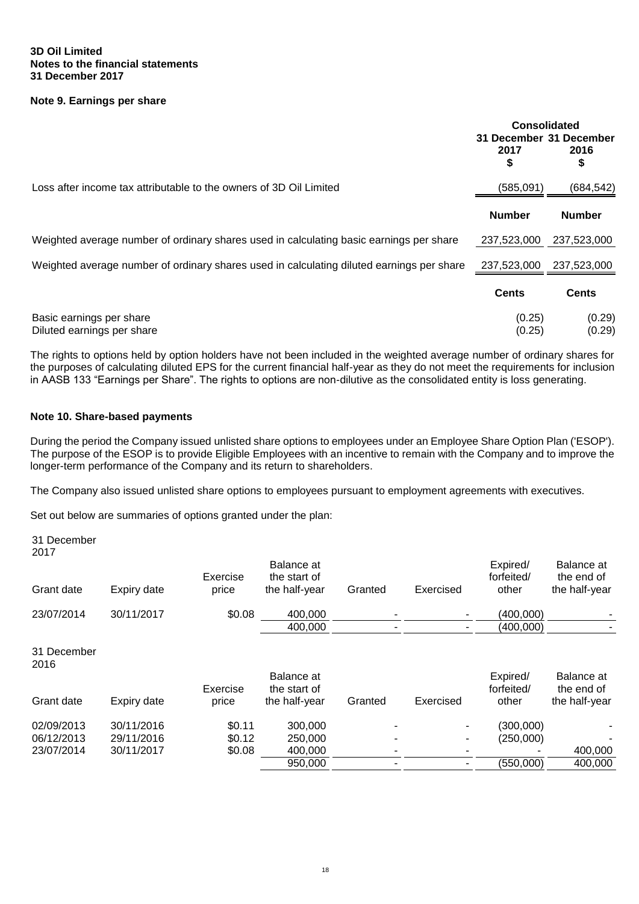**3D Oil Limited**
**Notes to the financial statements**
**31 December 2017**

## Note 9. Earnings per share

| | Consolidated | |
|---|---|---|
| | 31 December 2017 $ | 31 December 2016 $ |
| Loss after income tax attributable to the owners of 3D Oil Limited | (585,091) | (684,542) |
| | **Number** | **Number** |
| Weighted average number of ordinary shares used in calculating basic earnings per share | 237,523,000 | 237,523,000 |
| Weighted average number of ordinary shares used in calculating diluted earnings per share | 237,523,000 | 237,523,000 |
| | **Cents** | **Cents** |
| Basic earnings per share | (0.25) | (0.29) |
| Diluted earnings per share | (0.25) | (0.29) |

The rights to options held by option holders have not been included in the weighted average number of ordinary shares for the purposes of calculating diluted EPS for the current financial half-year as they do not meet the requirements for inclusion in AASB 133 "Earnings per Share". The rights to options are non-dilutive as the consolidated entity is loss generating.

## Note 10. Share-based payments

During the period the Company issued unlisted share options to employees under an Employee Share Option Plan ('ESOP'). The purpose of the ESOP is to provide Eligible Employees with an incentive to remain with the Company and to improve the longer-term performance of the Company and its return to shareholders.

The Company also issued unlisted share options to employees pursuant to employment agreements with executives.

Set out below are summaries of options granted under the plan:

31 December 2017

| Grant date | Expiry date | Exercise price | Balance at the start of the half-year | Granted | Exercised | Expired/ forfeited/ other | Balance at the end of the half-year |
|---|---|---|---|---|---|---|---|
| 23/07/2014 | 30/11/2017 | $0.08 | 400,000 | - | - | (400,000) | - |
| | | | 400,000 | - | - | (400,000) | - |

31 December 2016

| Grant date | Expiry date | Exercise price | Balance at the start of the half-year | Granted | Exercised | Expired/ forfeited/ other | Balance at the end of the half-year |
|---|---|---|---|---|---|---|---|
| 02/09/2013 | 30/11/2016 | $0.11 | 300,000 | - | - | (300,000) | - |
| 06/12/2013 | 29/11/2016 | $0.12 | 250,000 | - | - | (250,000) | - |
| 23/07/2014 | 30/11/2017 | $0.08 | 400,000 | - | - | - | 400,000 |
| | | | 950,000 | - | - | (550,000) | 400,000 |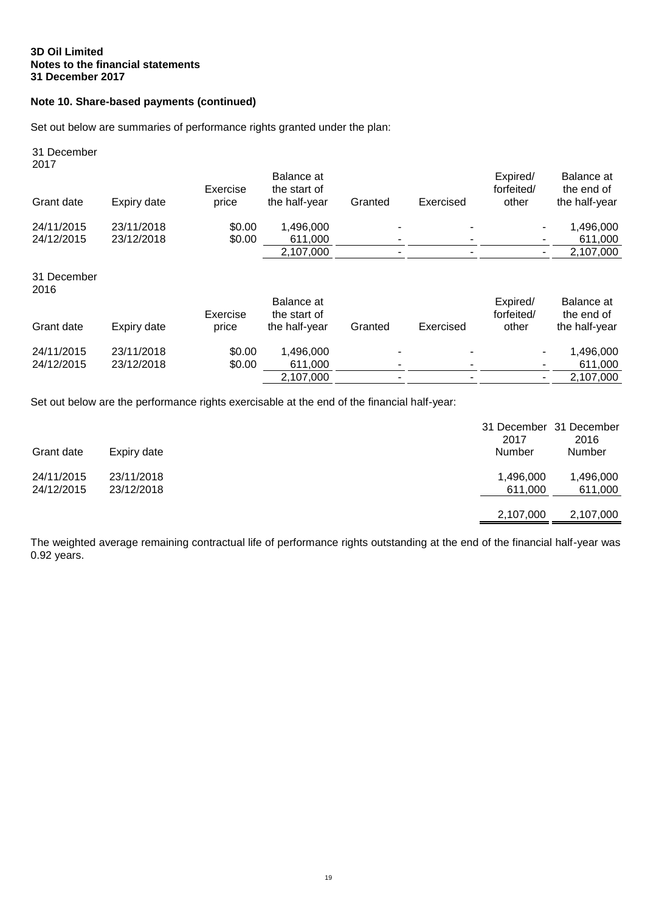**3D Oil Limited**
**Notes to the financial statements**
**31 December 2017**

## Note 10. Share-based payments (continued)

Set out below are summaries of performance rights granted under the plan:

31 December 2017

| Grant date | Expiry date | Exercise price | Balance at the start of the half-year | Granted | Exercised | Expired/ forfeited/ other | Balance at the end of the half-year |
|---|---|---|---|---|---|---|---|
| 24/11/2015 | 23/11/2018 | $0.00 | 1,496,000 | - | - | - | 1,496,000 |
| 24/12/2015 | 23/12/2018 | $0.00 | 611,000 | - | - | - | 611,000 |
| | | | 2,107,000 | - | - | - | 2,107,000 |

31 December 2016

| Grant date | Expiry date | Exercise price | Balance at the start of the half-year | Granted | Exercised | Expired/ forfeited/ other | Balance at the end of the half-year |
|---|---|---|---|---|---|---|---|
| 24/11/2015 | 23/11/2018 | $0.00 | 1,496,000 | - | - | - | 1,496,000 |
| 24/12/2015 | 23/12/2018 | $0.00 | 611,000 | - | - | - | 611,000 |
| | | | 2,107,000 | - | - | - | 2,107,000 |

Set out below are the performance rights exercisable at the end of the financial half-year:

| Grant date | Expiry date | 31 December 2017 Number | 31 December 2016 Number |
|---|---|---|---|
| 24/11/2015 | 23/11/2018 | 1,496,000 | 1,496,000 |
| 24/12/2015 | 23/12/2018 | 611,000 | 611,000 |
| | | 2,107,000 | 2,107,000 |

The weighted average remaining contractual life of performance rights outstanding at the end of the financial half-year was 0.92 years.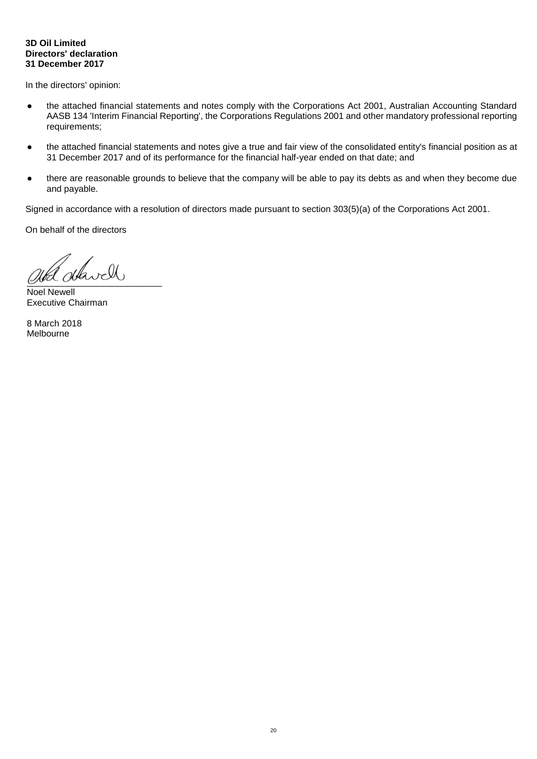**3D Oil Limited**
**Directors' declaration**
**31 December 2017**

In the directors' opinion:

- the attached financial statements and notes comply with the Corporations Act 2001, Australian Accounting Standard AASB 134 'Interim Financial Reporting', the Corporations Regulations 2001 and other mandatory professional reporting requirements;
- the attached financial statements and notes give a true and fair view of the consolidated entity's financial position as at 31 December 2017 and of its performance for the financial half-year ended on that date; and
- there are reasonable grounds to believe that the company will be able to pay its debts as and when they become due and payable.

Signed in accordance with a resolution of directors made pursuant to section 303(5)(a) of the Corporations Act 2001.

On behalf of the directors

___________________________
Noel Newell
Executive Chairman

8 March 2018
Melbourne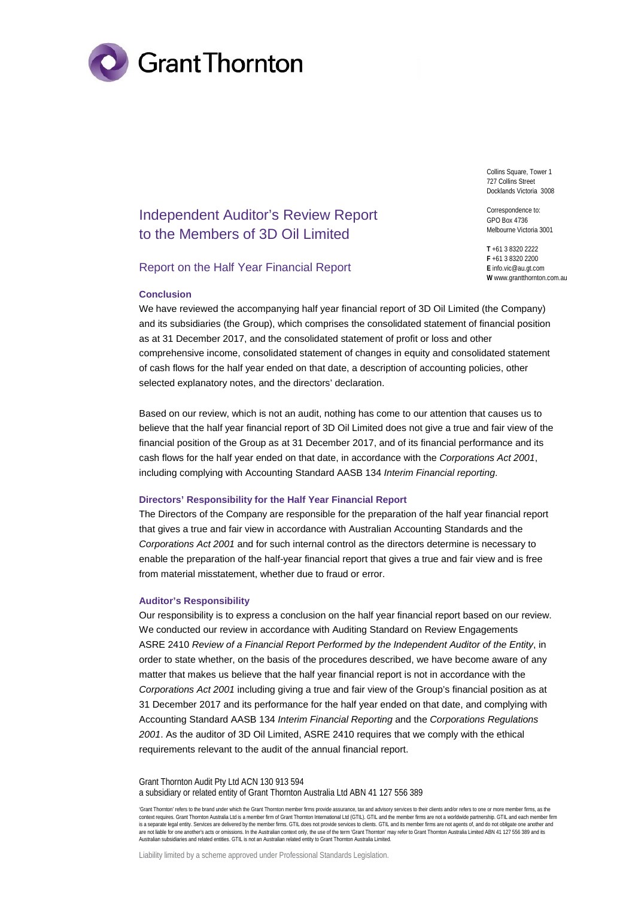Grant Thornton

Collins Square, Tower 1
727 Collins Street
Docklands Victoria 3008

Correspondence to:
GPO Box 4736
Melbourne Victoria 3001

**T** +61 3 8320 2222
**F** +61 3 8320 2200
**E** info.vic@au.gt.com
**W** www.grantthornton.com.au

# Independent Auditor's Review Report to the Members of 3D Oil Limited

## Report on the Half Year Financial Report

### Conclusion

We have reviewed the accompanying half year financial report of 3D Oil Limited (the Company) and its subsidiaries (the Group), which comprises the consolidated statement of financial position as at 31 December 2017, and the consolidated statement of profit or loss and other comprehensive income, consolidated statement of changes in equity and consolidated statement of cash flows for the half year ended on that date, a description of accounting policies, other selected explanatory notes, and the directors' declaration.

Based on our review, which is not an audit, nothing has come to our attention that causes us to believe that the half year financial report of 3D Oil Limited does not give a true and fair view of the financial position of the Group as at 31 December 2017, and of its financial performance and its cash flows for the half year ended on that date, in accordance with the *Corporations Act 2001*, including complying with Accounting Standard AASB 134 *Interim Financial reporting*.

### Directors' Responsibility for the Half Year Financial Report

The Directors of the Company are responsible for the preparation of the half year financial report that gives a true and fair view in accordance with Australian Accounting Standards and the *Corporations Act 2001* and for such internal control as the directors determine is necessary to enable the preparation of the half-year financial report that gives a true and fair view and is free from material misstatement, whether due to fraud or error.

### Auditor's Responsibility

Our responsibility is to express a conclusion on the half year financial report based on our review. We conducted our review in accordance with Auditing Standard on Review Engagements ASRE 2410 *Review of a Financial Report Performed by the Independent Auditor of the Entity*, in order to state whether, on the basis of the procedures described, we have become aware of any matter that makes us believe that the half year financial report is not in accordance with the *Corporations Act 2001* including giving a true and fair view of the Group's financial position as at 31 December 2017 and its performance for the half year ended on that date, and complying with Accounting Standard AASB 134 *Interim Financial Reporting* and the *Corporations Regulations 2001*. As the auditor of 3D Oil Limited, ASRE 2410 requires that we comply with the ethical requirements relevant to the audit of the annual financial report.

Grant Thornton Audit Pty Ltd ACN 130 913 594
a subsidiary or related entity of Grant Thornton Australia Ltd ABN 41 127 556 389

'Grant Thornton' refers to the brand under which the Grant Thornton member firms provide assurance, tax and advisory services to their clients and/or refers to one or more member firms, as the context requires. Grant Thornton Australia Ltd is a member firm of Grant Thornton International Ltd (GTIL). GTIL and the member firms are not a worldwide partnership. GTIL and each member firm is a separate legal entity. Services are delivered by the member firms. GTIL does not provide services to clients. GTIL and its member firms are not agents of, and do not obligate one another and are not liable for one another's acts or omissions. In the Australian context only, the use of the term 'Grant Thornton' may refer to Grant Thornton Australia Limited ABN 41 127 556 389 and its Australian subsidiaries and related entities. GTIL is not an Australian related entity to Grant Thornton Australia Limited.

Liability limited by a scheme approved under Professional Standards Legislation.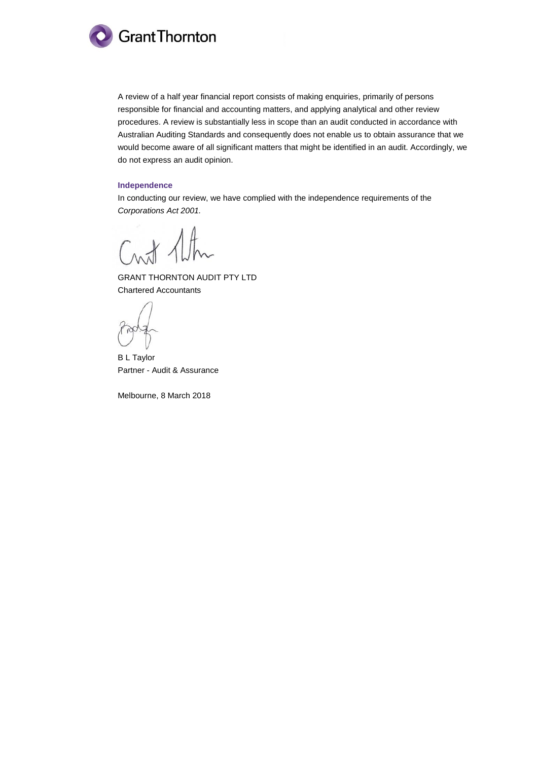A review of a half year financial report consists of making enquiries, primarily of persons responsible for financial and accounting matters, and applying analytical and other review procedures. A review is substantially less in scope than an audit conducted in accordance with Australian Auditing Standards and consequently does not enable us to obtain assurance that we would become aware of all significant matters that might be identified in an audit. Accordingly, we do not express an audit opinion.

**Independence**

In conducting our review, we have complied with the independence requirements of the *Corporations Act 2001.*

GRANT THORNTON AUDIT PTY LTD
Chartered Accountants

B L Taylor
Partner - Audit & Assurance

Melbourne, 8 March 2018